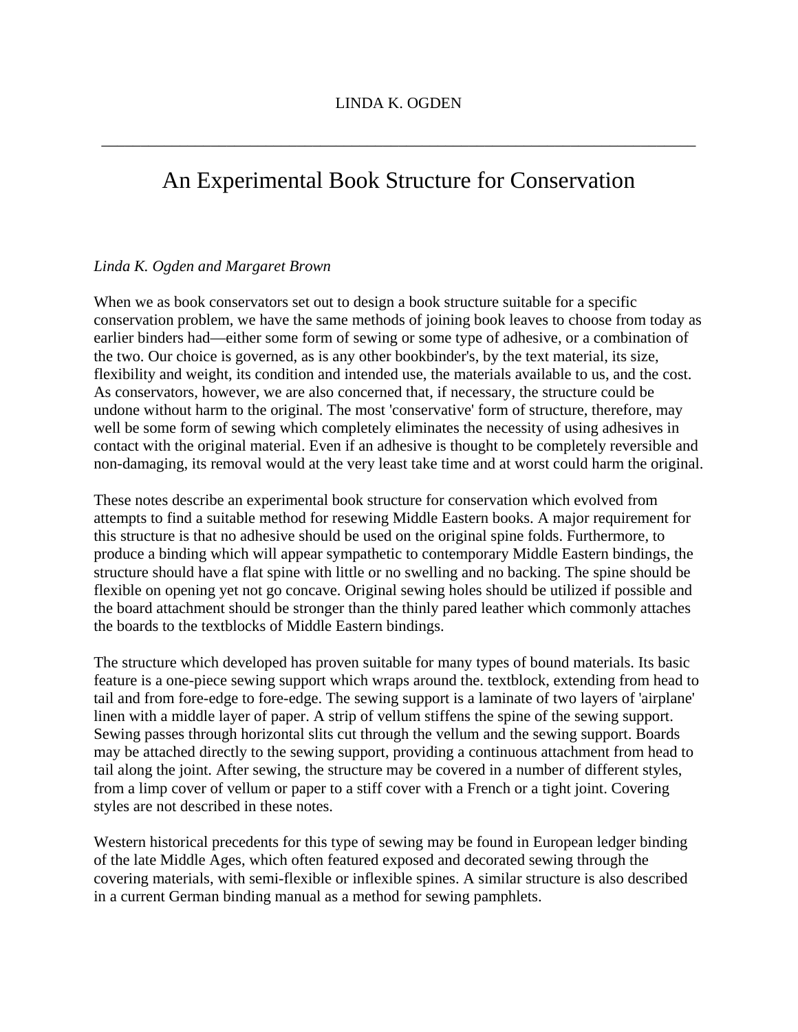LINDA K. OGDEN

---

# An Experimental Book Structure for Conservation

*Linda K. Ogden and Margaret Brown*

When we as book conservators set out to design a book structure suitable for a specific conservation problem, we have the same methods of joining book leaves to choose from today as earlier binders had—either some form of sewing or some type of adhesive, or a combination of the two. Our choice is governed, as is any other bookbinder's, by the text material, its size, flexibility and weight, its condition and intended use, the materials available to us, and the cost. As conservators, however, we are also concerned that, if necessary, the structure could be undone without harm to the original. The most 'conservative' form of structure, therefore, may well be some form of sewing which completely eliminates the necessity of using adhesives in contact with the original material. Even if an adhesive is thought to be completely reversible and non-damaging, its removal would at the very least take time and at worst could harm the original.

These notes describe an experimental book structure for conservation which evolved from attempts to find a suitable method for resewing Middle Eastern books. A major requirement for this structure is that no adhesive should be used on the original spine folds. Furthermore, to produce a binding which will appear sympathetic to contemporary Middle Eastern bindings, the structure should have a flat spine with little or no swelling and no backing. The spine should be flexible on opening yet not go concave. Original sewing holes should be utilized if possible and the board attachment should be stronger than the thinly pared leather which commonly attaches the boards to the textblocks of Middle Eastern bindings.

The structure which developed has proven suitable for many types of bound materials. Its basic feature is a one-piece sewing support which wraps around the. textblock, extending from head to tail and from fore-edge to fore-edge. The sewing support is a laminate of two layers of 'airplane' linen with a middle layer of paper. A strip of vellum stiffens the spine of the sewing support. Sewing passes through horizontal slits cut through the vellum and the sewing support. Boards may be attached directly to the sewing support, providing a continuous attachment from head to tail along the joint. After sewing, the structure may be covered in a number of different styles, from a limp cover of vellum or paper to a stiff cover with a French or a tight joint. Covering styles are not described in these notes.

Western historical precedents for this type of sewing may be found in European ledger binding of the late Middle Ages, which often featured exposed and decorated sewing through the covering materials, with semi-flexible or inflexible spines. A similar structure is also described in a current German binding manual as a method for sewing pamphlets.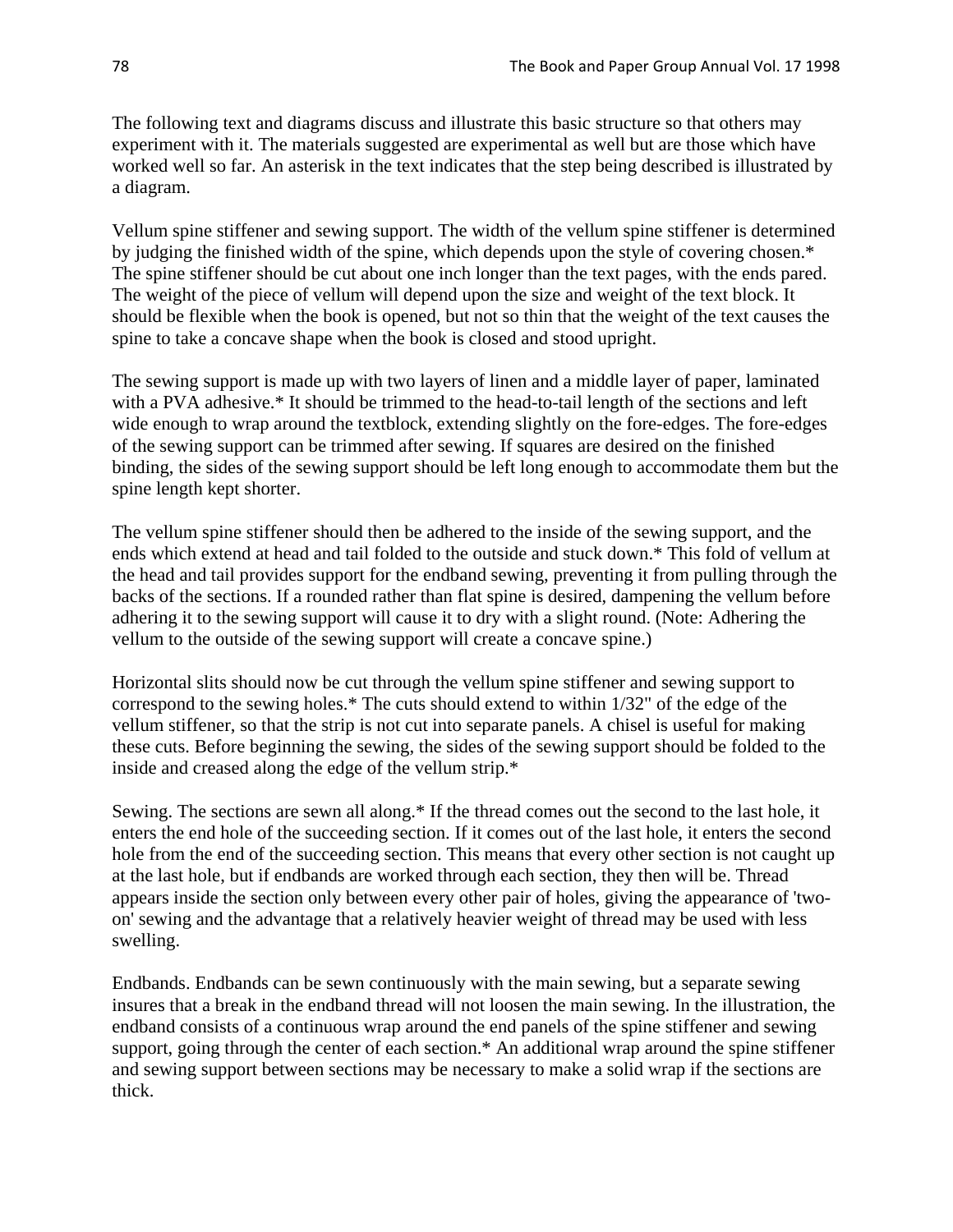The following text and diagrams discuss and illustrate this basic structure so that others may experiment with it. The materials suggested are experimental as well but are those which have worked well so far. An asterisk in the text indicates that the step being described is illustrated by a diagram.

Vellum spine stiffener and sewing support. The width of the vellum spine stiffener is determined by judging the finished width of the spine, which depends upon the style of covering chosen.* The spine stiffener should be cut about one inch longer than the text pages, with the ends pared. The weight of the piece of vellum will depend upon the size and weight of the text block. It should be flexible when the book is opened, but not so thin that the weight of the text causes the spine to take a concave shape when the book is closed and stood upright.

The sewing support is made up with two layers of linen and a middle layer of paper, laminated with a PVA adhesive.* It should be trimmed to the head-to-tail length of the sections and left wide enough to wrap around the textblock, extending slightly on the fore-edges. The fore-edges of the sewing support can be trimmed after sewing. If squares are desired on the finished binding, the sides of the sewing support should be left long enough to accommodate them but the spine length kept shorter.

The vellum spine stiffener should then be adhered to the inside of the sewing support, and the ends which extend at head and tail folded to the outside and stuck down.* This fold of vellum at the head and tail provides support for the endband sewing, preventing it from pulling through the backs of the sections. If a rounded rather than flat spine is desired, dampening the vellum before adhering it to the sewing support will cause it to dry with a slight round. (Note: Adhering the vellum to the outside of the sewing support will create a concave spine.)

Horizontal slits should now be cut through the vellum spine stiffener and sewing support to correspond to the sewing holes.* The cuts should extend to within 1/32" of the edge of the vellum stiffener, so that the strip is not cut into separate panels. A chisel is useful for making these cuts. Before beginning the sewing, the sides of the sewing support should be folded to the inside and creased along the edge of the vellum strip.*

Sewing. The sections are sewn all along.* If the thread comes out the second to the last hole, it enters the end hole of the succeeding section. If it comes out of the last hole, it enters the second hole from the end of the succeeding section. This means that every other section is not caught up at the last hole, but if endbands are worked through each section, they then will be. Thread appears inside the section only between every other pair of holes, giving the appearance of 'two-on' sewing and the advantage that a relatively heavier weight of thread may be used with less swelling.

Endbands. Endbands can be sewn continuously with the main sewing, but a separate sewing insures that a break in the endband thread will not loosen the main sewing. In the illustration, the endband consists of a continuous wrap around the end panels of the spine stiffener and sewing support, going through the center of each section.* An additional wrap around the spine stiffener and sewing support between sections may be necessary to make a solid wrap if the sections are thick.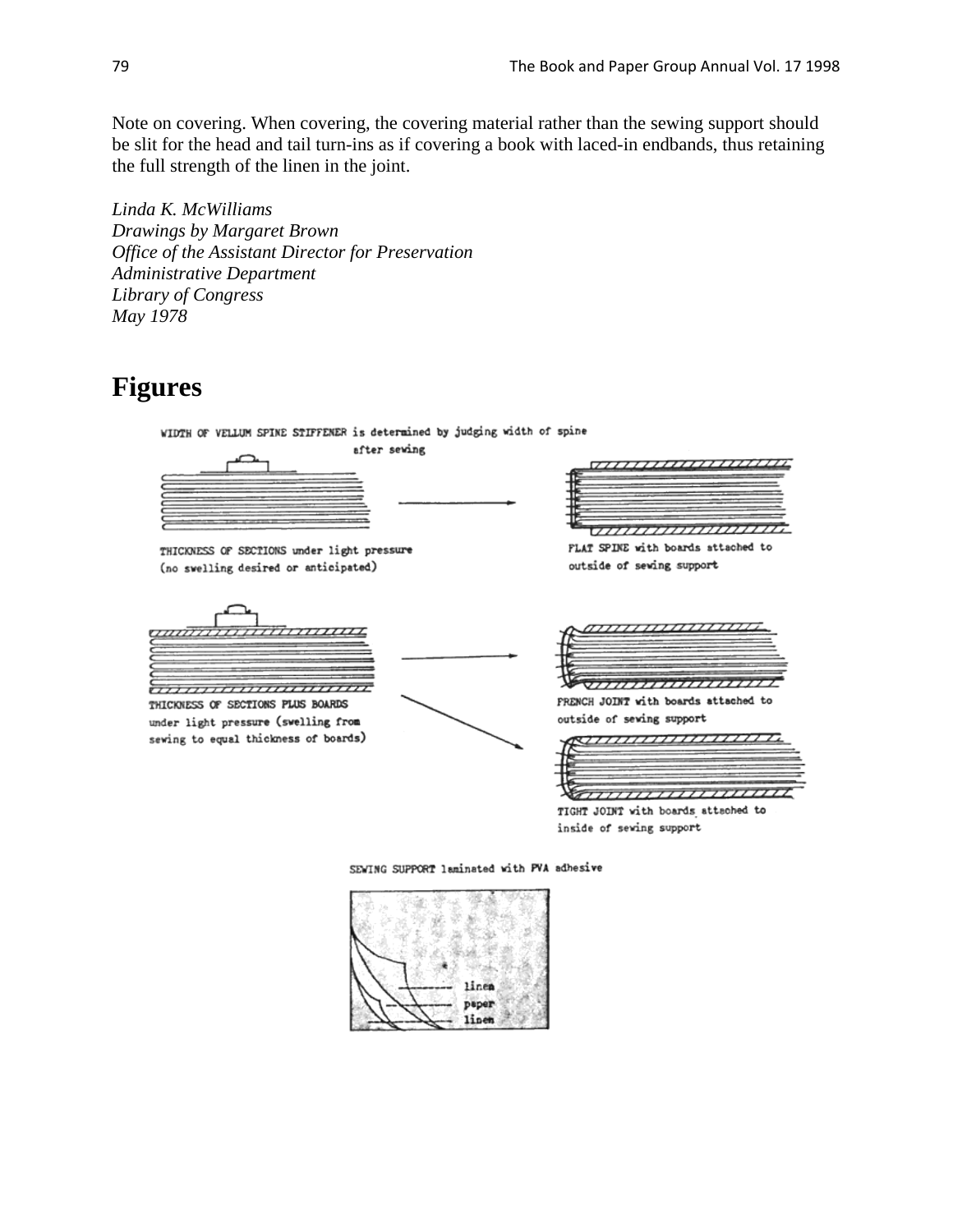Note on covering. When covering, the covering material rather than the sewing support should be slit for the head and tail turn-ins as if covering a book with laced-in endbands, thus retaining the full strength of the linen in the joint.

*Linda K. McWilliams*
*Drawings by Margaret Brown*
*Office of the Assistant Director for Preservation*
*Administrative Department*
*Library of Congress*
*May 1978*

# Figures

WIDTH OF VELLUM SPINE STIFFENER is determined by judging width of spine after sewing

THICKNESS OF SECTIONS under light pressure (no swelling desired or anticipated)

FLAT SPINE with boards attached to outside of sewing support

THICKNESS OF SECTIONS PLUS BOARDS under light pressure (swelling from sewing to equal thickness of boards)

FRENCH JOINT with boards attached to outside of sewing support

TIGHT JOINT with boards attached to inside of sewing support

SEWING SUPPORT laminated with PVA adhesive

linen
paper
linen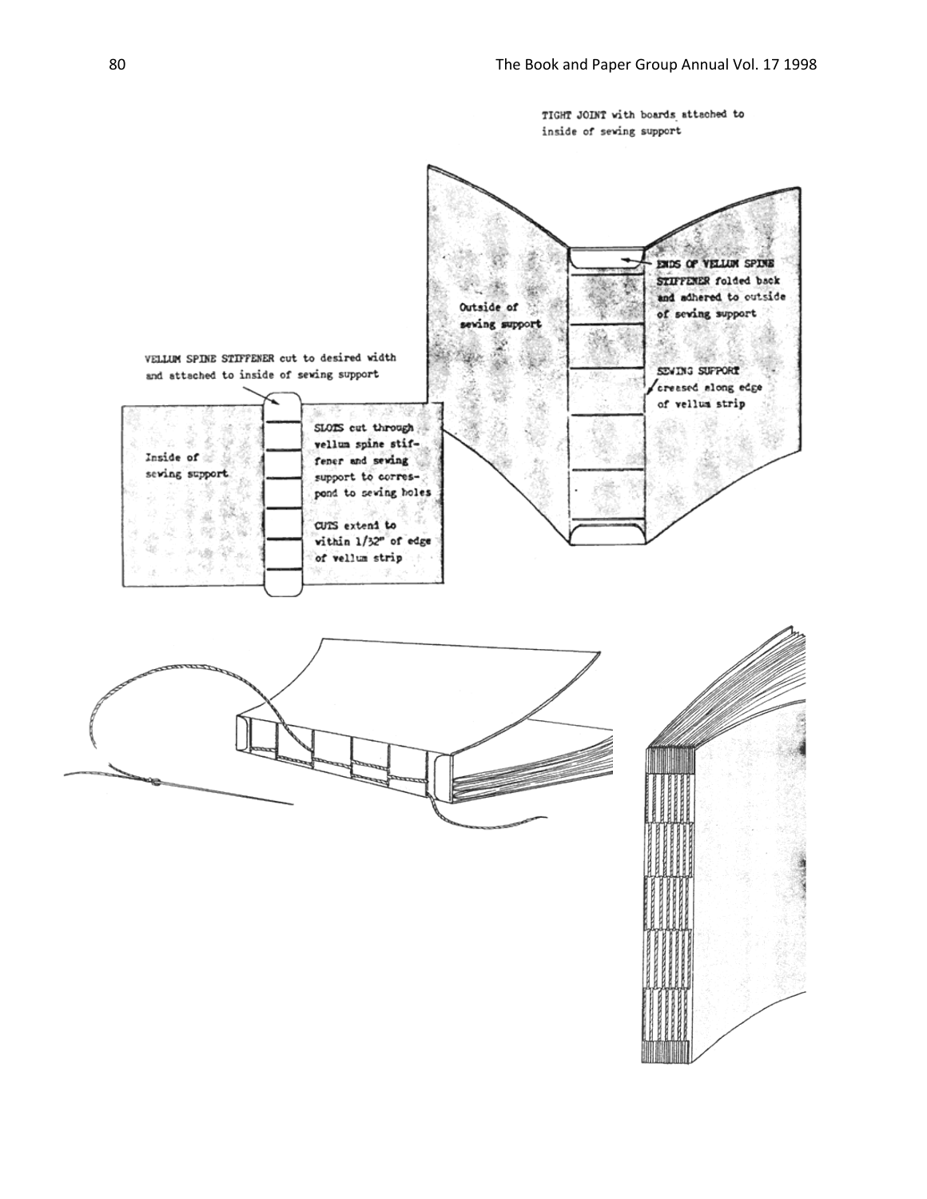TIGHT JOINT with boards attached to inside of sewing support

ENDS OF VELLUM SPINE STIFFENER folded back and adhered to outside of sewing support

Outside of sewing support

SEWING SUPPORT creased along edge of vellum strip

VELLUM SPINE STIFFENER cut to desired width and attached to inside of sewing support

Inside of sewing support

SLOTS cut through vellum spine stiffener and sewing support to correspond to sewing holes

CUTS extend to within 1/32" of edge of vellum strip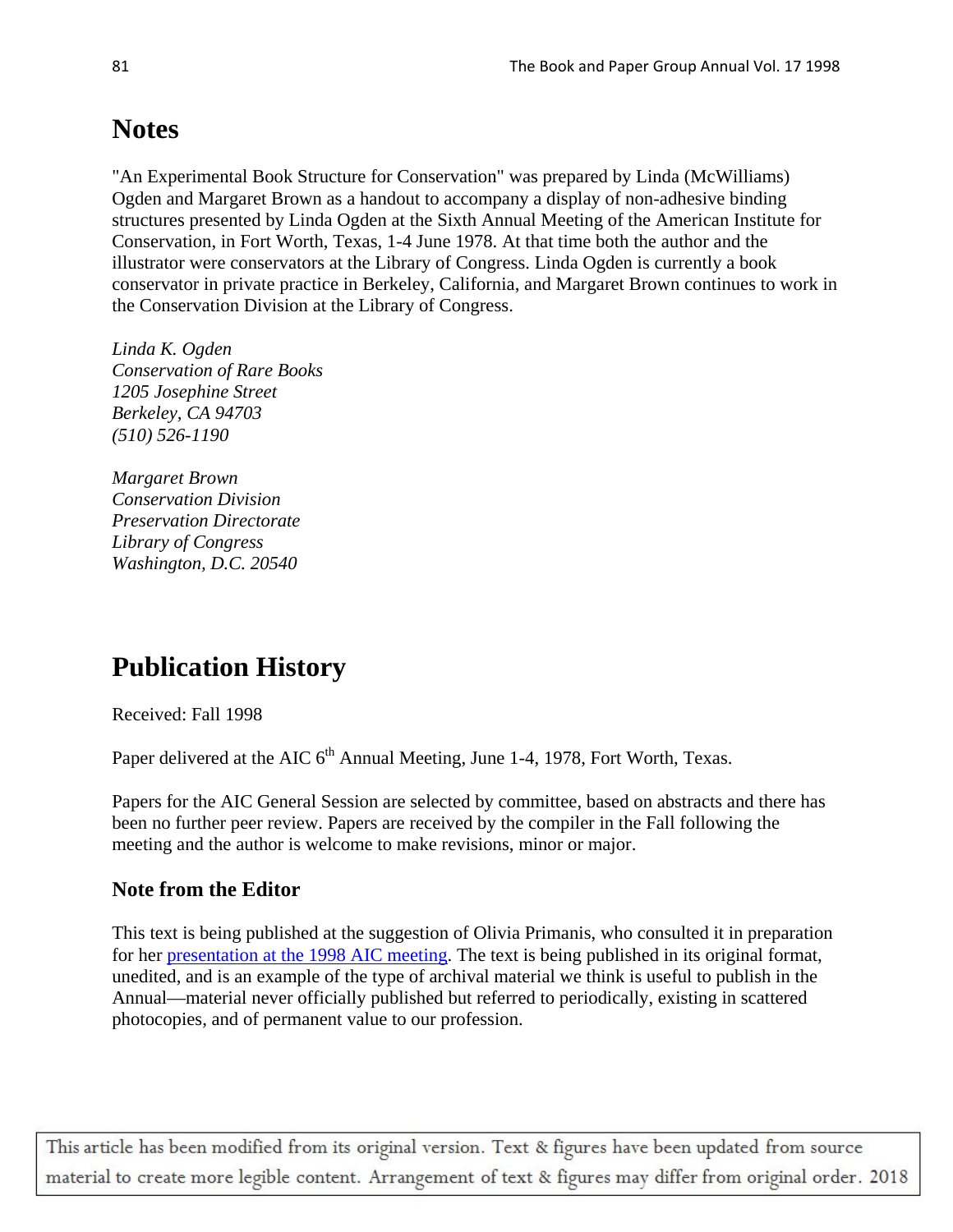# Notes

"An Experimental Book Structure for Conservation" was prepared by Linda (McWilliams) Ogden and Margaret Brown as a handout to accompany a display of non-adhesive binding structures presented by Linda Ogden at the Sixth Annual Meeting of the American Institute for Conservation, in Fort Worth, Texas, 1-4 June 1978. At that time both the author and the illustrator were conservators at the Library of Congress. Linda Ogden is currently a book conservator in private practice in Berkeley, California, and Margaret Brown continues to work in the Conservation Division at the Library of Congress.

*Linda K. Ogden*
*Conservation of Rare Books*
*1205 Josephine Street*
*Berkeley, CA 94703*
*(510) 526-1190*

*Margaret Brown*
*Conservation Division*
*Preservation Directorate*
*Library of Congress*
*Washington, D.C. 20540*

# Publication History

Received: Fall 1998

Paper delivered at the AIC 6th Annual Meeting, June 1-4, 1978, Fort Worth, Texas.

Papers for the AIC General Session are selected by committee, based on abstracts and there has been no further peer review. Papers are received by the compiler in the Fall following the meeting and the author is welcome to make revisions, minor or major.

## Note from the Editor

This text is being published at the suggestion of Olivia Primanis, who consulted it in preparation for her presentation at the 1998 AIC meeting. The text is being published in its original format, unedited, and is an example of the type of archival material we think is useful to publish in the Annual—material never officially published but referred to periodically, existing in scattered photocopies, and of permanent value to our profession.

This article has been modified from its original version. Text & figures have been updated from source material to create more legible content. Arrangement of text & figures may differ from original order. 2018